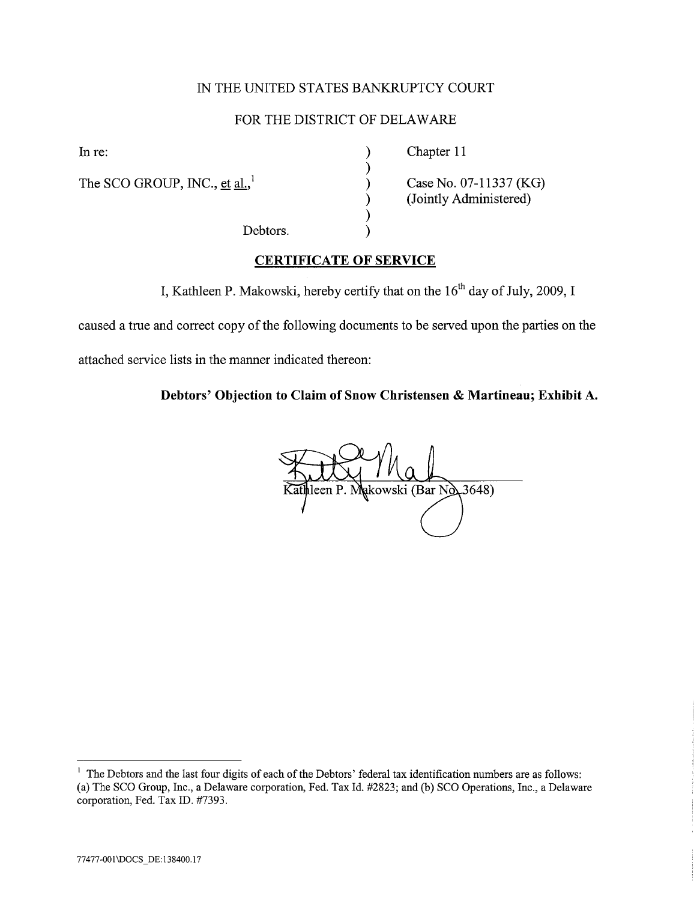IN THE UNITED STATES BANKRUPTCY COURT

FOR THE DISTRICT OF DELAWARE

| | | |
|---|---|---|
| In re: | ) | Chapter 11 |
| | ) | |
| The SCO GROUP, INC., et al.,[1] | ) | Case No. 07-11337 (KG) |
| | ) | (Jointly Administered) |
| | ) | |
| Debtors. | ) | |

**CERTIFICATE OF SERVICE**

I, Kathleen P. Makowski, hereby certify that on the 16th day of July, 2009, I caused a true and correct copy of the following documents to be served upon the parties on the attached service lists in the manner indicated thereon:

**Debtors' Objection to Claim of Snow Christensen & Martineau; Exhibit A.**

Kathleen P. Makowski (Bar No. 3648)

---

[1] The Debtors and the last four digits of each of the Debtors' federal tax identification numbers are as follows: (a) The SCO Group, Inc., a Delaware corporation, Fed. Tax Id. #2823; and (b) SCO Operations, Inc., a Delaware corporation, Fed. Tax ID. #7393.

77477-001\DOCS_DE:138400.17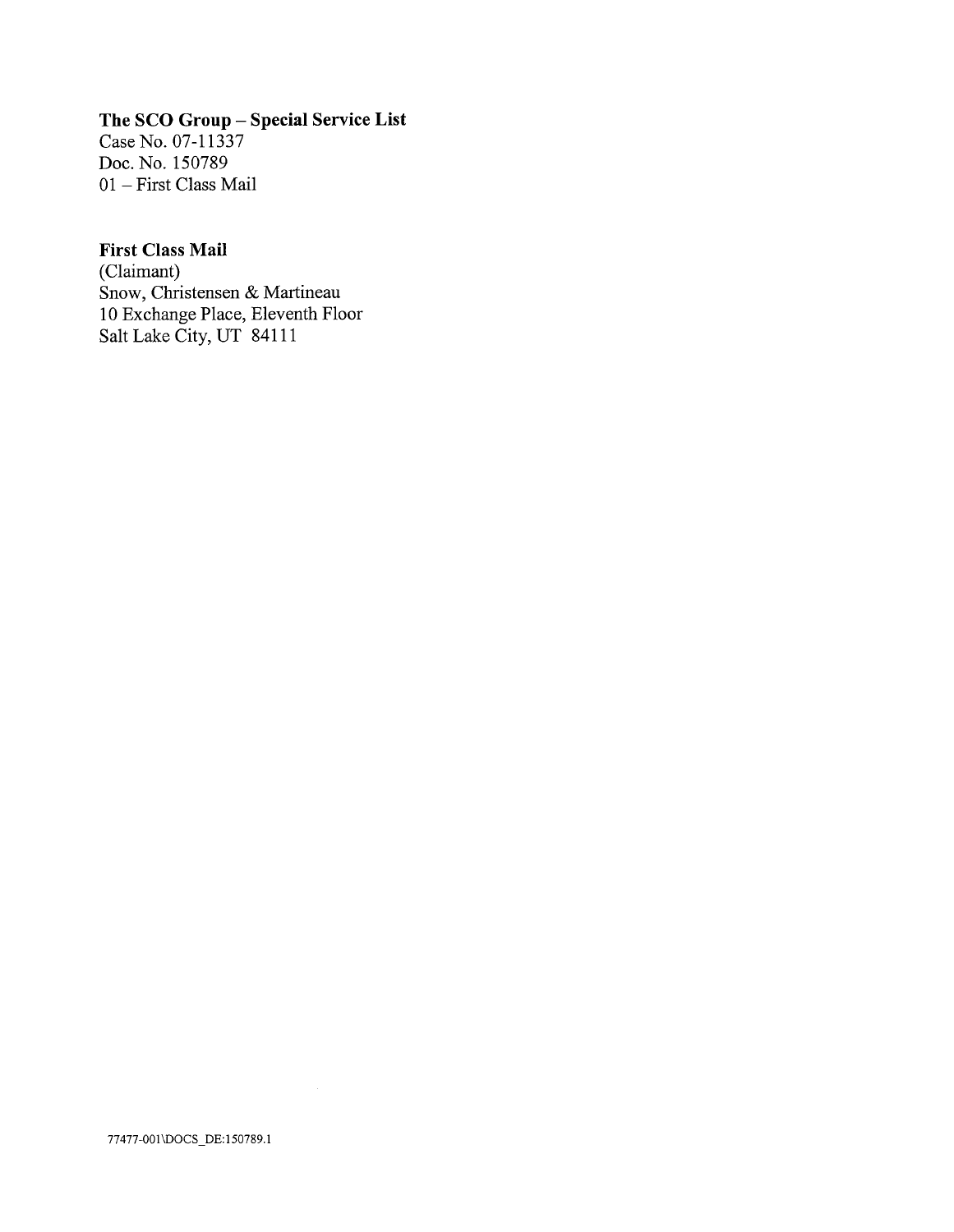**The SCO Group – Special Service List**
Case No. 07-11337
Doc. No. 150789
01 – First Class Mail

**First Class Mail**
(Claimant)
Snow, Christensen & Martineau
10 Exchange Place, Eleventh Floor
Salt Lake City, UT 84111

77477-001\DOCS_DE:150789.1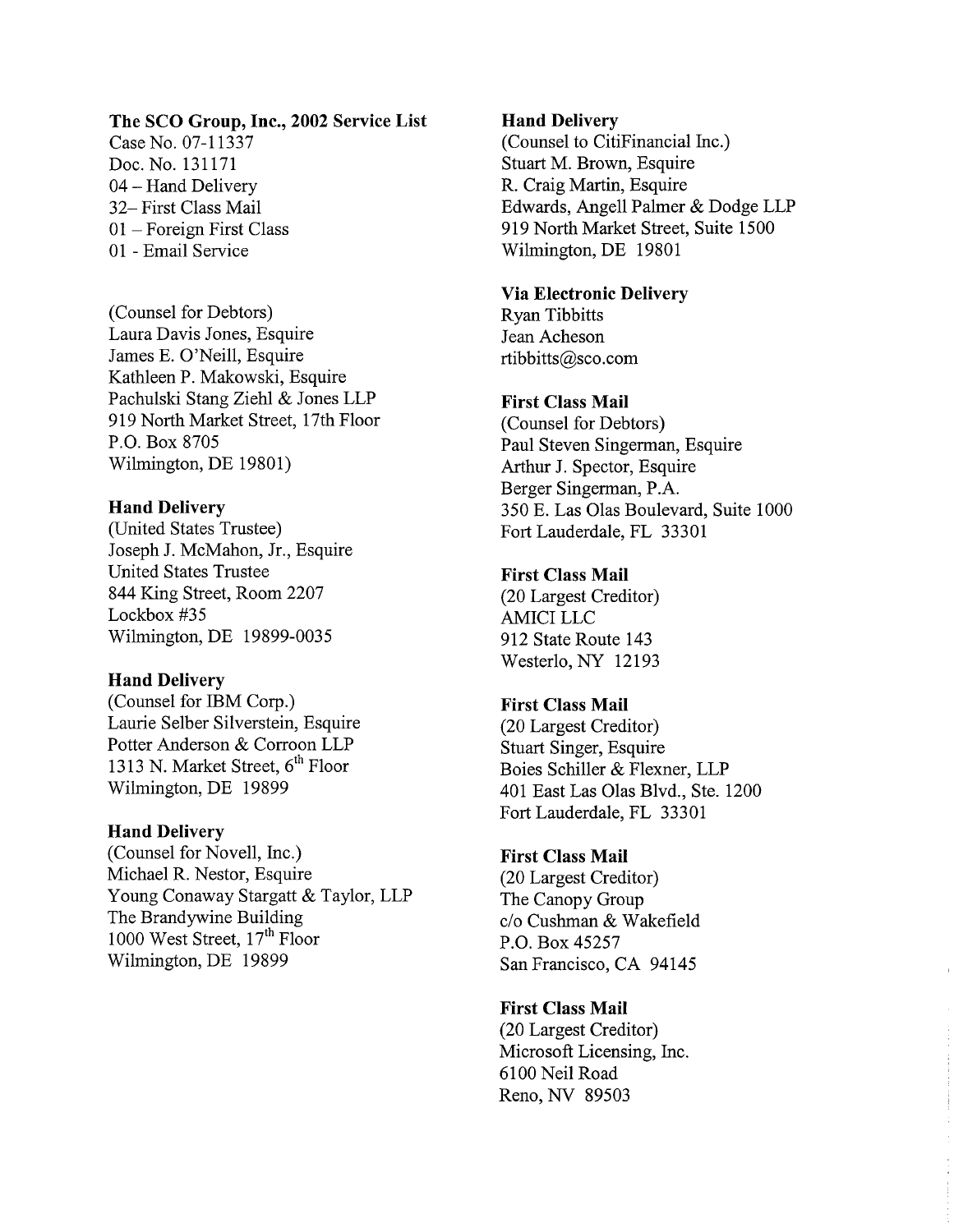**The SCO Group, Inc., 2002 Service List**
Case No. 07-11337
Doc. No. 131171
04 – Hand Delivery
32– First Class Mail
01 – Foreign First Class
01 - Email Service

(Counsel for Debtors)
Laura Davis Jones, Esquire
James E. O'Neill, Esquire
Kathleen P. Makowski, Esquire
Pachulski Stang Ziehl & Jones LLP
919 North Market Street, 17th Floor
P.O. Box 8705
Wilmington, DE 19801)

**Hand Delivery**
(United States Trustee)
Joseph J. McMahon, Jr., Esquire
United States Trustee
844 King Street, Room 2207
Lockbox #35
Wilmington, DE 19899-0035

**Hand Delivery**
(Counsel for IBM Corp.)
Laurie Selber Silverstein, Esquire
Potter Anderson & Corroon LLP
1313 N. Market Street, 6th Floor
Wilmington, DE 19899

**Hand Delivery**
(Counsel for Novell, Inc.)
Michael R. Nestor, Esquire
Young Conaway Stargatt & Taylor, LLP
The Brandywine Building
1000 West Street, 17th Floor
Wilmington, DE 19899

**Hand Delivery**
(Counsel to CitiFinancial Inc.)
Stuart M. Brown, Esquire
R. Craig Martin, Esquire
Edwards, Angell Palmer & Dodge LLP
919 North Market Street, Suite 1500
Wilmington, DE 19801

**Via Electronic Delivery**
Ryan Tibbitts
Jean Acheson
rtibbitts@sco.com

**First Class Mail**
(Counsel for Debtors)
Paul Steven Singerman, Esquire
Arthur J. Spector, Esquire
Berger Singerman, P.A.
350 E. Las Olas Boulevard, Suite 1000
Fort Lauderdale, FL 33301

**First Class Mail**
(20 Largest Creditor)
AMICI LLC
912 State Route 143
Westerlo, NY 12193

**First Class Mail**
(20 Largest Creditor)
Stuart Singer, Esquire
Boies Schiller & Flexner, LLP
401 East Las Olas Blvd., Ste. 1200
Fort Lauderdale, FL 33301

**First Class Mail**
(20 Largest Creditor)
The Canopy Group
c/o Cushman & Wakefield
P.O. Box 45257
San Francisco, CA 94145

**First Class Mail**
(20 Largest Creditor)
Microsoft Licensing, Inc.
6100 Neil Road
Reno, NV 89503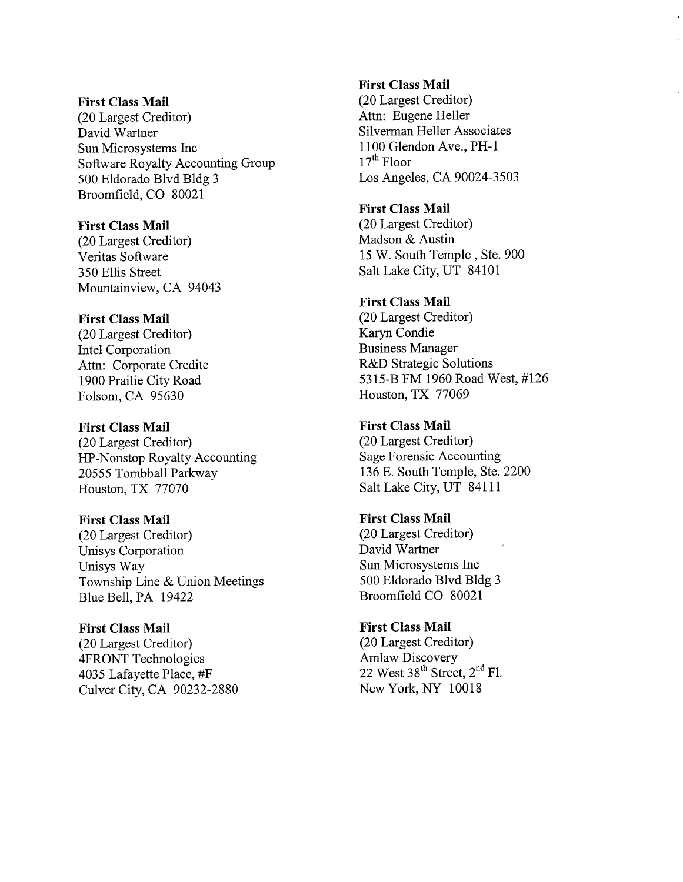**First Class Mail**
(20 Largest Creditor)
David Wartner
Sun Microsystems Inc
Software Royalty Accounting Group
500 Eldorado Blvd Bldg 3
Broomfield, CO 80021

**First Class Mail**
(20 Largest Creditor)
Veritas Software
350 Ellis Street
Mountainview, CA 94043

**First Class Mail**
(20 Largest Creditor)
Intel Corporation
Attn: Corporate Credite
1900 Prailie City Road
Folsom, CA 95630

**First Class Mail**
(20 Largest Creditor)
HP-Nonstop Royalty Accounting
20555 Tombball Parkway
Houston, TX 77070

**First Class Mail**
(20 Largest Creditor)
Unisys Corporation
Unisys Way
Township Line & Union Meetings
Blue Bell, PA 19422

**First Class Mail**
(20 Largest Creditor)
4FRONT Technologies
4035 Lafayette Place, #F
Culver City, CA 90232-2880

**First Class Mail**
(20 Largest Creditor)
Attn: Eugene Heller
Silverman Heller Associates
1100 Glendon Ave., PH-1
17th Floor
Los Angeles, CA 90024-3503

**First Class Mail**
(20 Largest Creditor)
Madson & Austin
15 W. South Temple , Ste. 900
Salt Lake City, UT 84101

**First Class Mail**
(20 Largest Creditor)
Karyn Condie
Business Manager
R&D Strategic Solutions
5315-B FM 1960 Road West, #126
Houston, TX 77069

**First Class Mail**
(20 Largest Creditor)
Sage Forensic Accounting
136 E. South Temple, Ste. 2200
Salt Lake City, UT 84111

**First Class Mail**
(20 Largest Creditor)
David Wartner
Sun Microsystems Inc
500 Eldorado Blvd Bldg 3
Broomfield CO 80021

**First Class Mail**
(20 Largest Creditor)
Amlaw Discovery
22 West 38th Street, 2nd Fl.
New York, NY 10018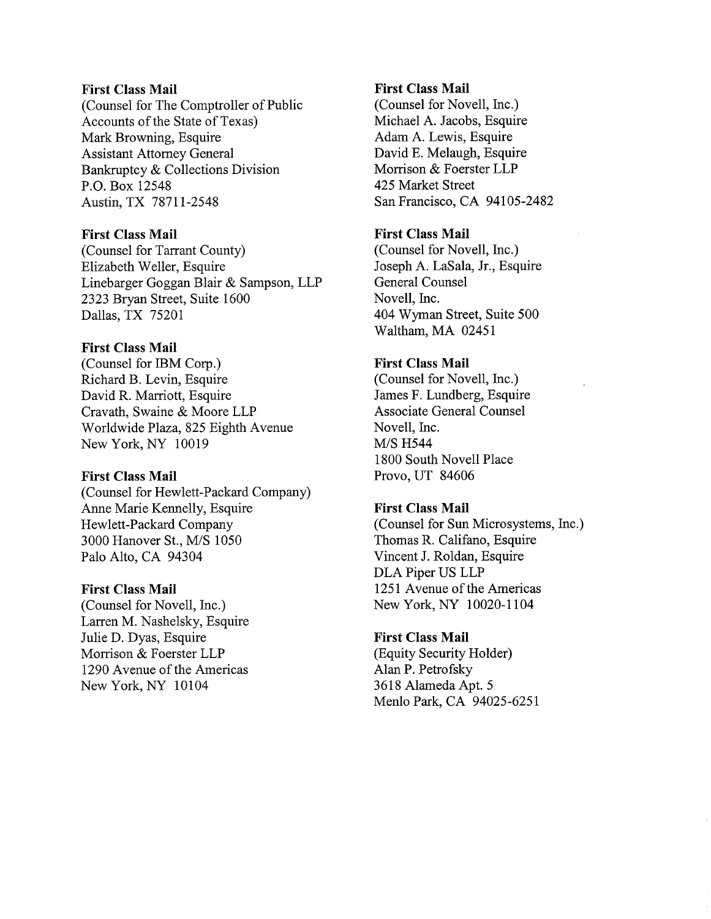**First Class Mail**
(Counsel for The Comptroller of Public Accounts of the State of Texas)
Mark Browning, Esquire
Assistant Attorney General
Bankruptcy & Collections Division
P.O. Box 12548
Austin, TX 78711-2548

**First Class Mail**
(Counsel for Tarrant County)
Elizabeth Weller, Esquire
Linebarger Goggan Blair & Sampson, LLP
2323 Bryan Street, Suite 1600
Dallas, TX 75201

**First Class Mail**
(Counsel for IBM Corp.)
Richard B. Levin, Esquire
David R. Marriott, Esquire
Cravath, Swaine & Moore LLP
Worldwide Plaza, 825 Eighth Avenue
New York, NY 10019

**First Class Mail**
(Counsel for Hewlett-Packard Company)
Anne Marie Kennelly, Esquire
Hewlett-Packard Company
3000 Hanover St., M/S 1050
Palo Alto, CA 94304

**First Class Mail**
(Counsel for Novell, Inc.)
Larren M. Nashelsky, Esquire
Julie D. Dyas, Esquire
Morrison & Foerster LLP
1290 Avenue of the Americas
New York, NY 10104

**First Class Mail**
(Counsel for Novell, Inc.)
Michael A. Jacobs, Esquire
Adam A. Lewis, Esquire
David E. Melaugh, Esquire
Morrison & Foerster LLP
425 Market Street
San Francisco, CA 94105-2482

**First Class Mail**
(Counsel for Novell, Inc.)
Joseph A. LaSala, Jr., Esquire
General Counsel
Novell, Inc.
404 Wyman Street, Suite 500
Waltham, MA 02451

**First Class Mail**
(Counsel for Novell, Inc.)
James F. Lundberg, Esquire
Associate General Counsel
Novell, Inc.
M/S H544
1800 South Novell Place
Provo, UT 84606

**First Class Mail**
(Counsel for Sun Microsystems, Inc.)
Thomas R. Califano, Esquire
Vincent J. Roldan, Esquire
DLA Piper US LLP
1251 Avenue of the Americas
New York, NY 10020-1104

**First Class Mail**
(Equity Security Holder)
Alan P. Petrofsky
3618 Alameda Apt. 5
Menlo Park, CA 94025-6251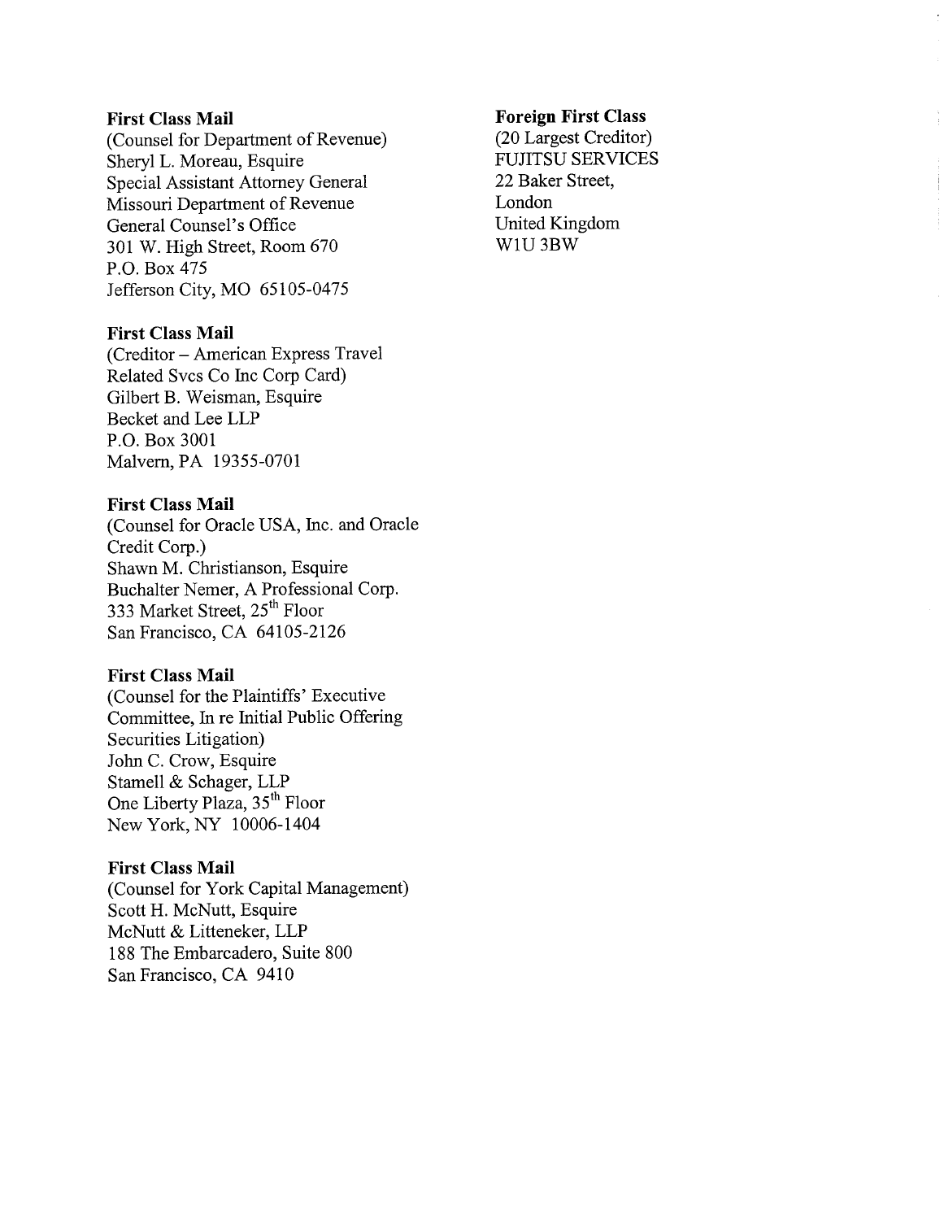**First Class Mail**
(Counsel for Department of Revenue)
Sheryl L. Moreau, Esquire
Special Assistant Attorney General
Missouri Department of Revenue
General Counsel's Office
301 W. High Street, Room 670
P.O. Box 475
Jefferson City, MO 65105-0475

**First Class Mail**
(Creditor – American Express Travel Related Svcs Co Inc Corp Card)
Gilbert B. Weisman, Esquire
Becket and Lee LLP
P.O. Box 3001
Malvern, PA 19355-0701

**First Class Mail**
(Counsel for Oracle USA, Inc. and Oracle Credit Corp.)
Shawn M. Christianson, Esquire
Buchalter Nemer, A Professional Corp.
333 Market Street, 25th Floor
San Francisco, CA 64105-2126

**First Class Mail**
(Counsel for the Plaintiffs' Executive Committee, In re Initial Public Offering Securities Litigation)
John C. Crow, Esquire
Stamell & Schager, LLP
One Liberty Plaza, 35th Floor
New York, NY 10006-1404

**First Class Mail**
(Counsel for York Capital Management)
Scott H. McNutt, Esquire
McNutt & Litteneker, LLP
188 The Embarcadero, Suite 800
San Francisco, CA 9410

**Foreign First Class**
(20 Largest Creditor)
FUJITSU SERVICES
22 Baker Street,
London
United Kingdom
W1U 3BW